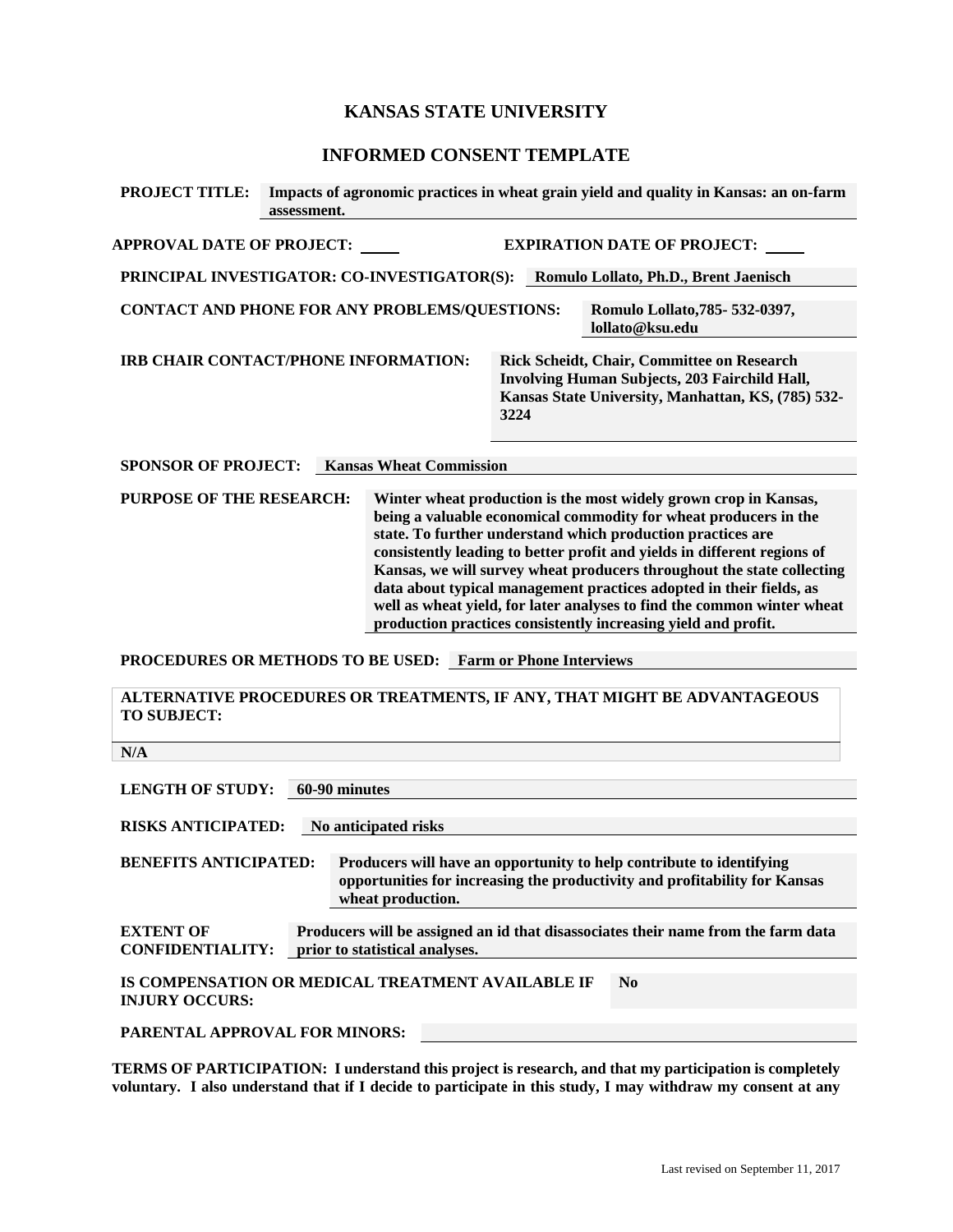# KANSAS STATE UNIVERSITY

## INFORMED CONSENT TEMPLATE

**PROJECT TITLE:** **Impacts of agronomic practices in wheat grain yield and quality in Kansas: an on-farm assessment.**

**APPROVAL DATE OF PROJECT:** \_\_\_\_\_ **EXPIRATION DATE OF PROJECT:** \_\_\_\_\_

**PRINCIPAL INVESTIGATOR: CO-INVESTIGATOR(S):** **Romulo Lollato, Ph.D., Brent Jaenisch**

**CONTACT AND PHONE FOR ANY PROBLEMS/QUESTIONS:** **Romulo Lollato,785- 532-0397, lollato@ksu.edu**

**IRB CHAIR CONTACT/PHONE INFORMATION:** **Rick Scheidt, Chair, Committee on Research Involving Human Subjects, 203 Fairchild Hall, Kansas State University, Manhattan, KS, (785) 532-3224**

**SPONSOR OF PROJECT:** **Kansas Wheat Commission**

**PURPOSE OF THE RESEARCH:** **Winter wheat production is the most widely grown crop in Kansas, being a valuable economical commodity for wheat producers in the state. To further understand which production practices are consistently leading to better profit and yields in different regions of Kansas, we will survey wheat producers throughout the state collecting data about typical management practices adopted in their fields, as well as wheat yield, for later analyses to find the common winter wheat production practices consistently increasing yield and profit.**

**PROCEDURES OR METHODS TO BE USED:** **Farm or Phone Interviews**

**ALTERNATIVE PROCEDURES OR TREATMENTS, IF ANY, THAT MIGHT BE ADVANTAGEOUS TO SUBJECT:**

**N/A**

**LENGTH OF STUDY:** **60-90 minutes**

**RISKS ANTICIPATED:** **No anticipated risks**

**BENEFITS ANTICIPATED:** **Producers will have an opportunity to help contribute to identifying opportunities for increasing the productivity and profitability for Kansas wheat production.**

**EXTENT OF CONFIDENTIALITY:** **Producers will be assigned an id that disassociates their name from the farm data prior to statistical analyses.**

**IS COMPENSATION OR MEDICAL TREATMENT AVAILABLE IF INJURY OCCURS:** **No**

**PARENTAL APPROVAL FOR MINORS:**

**TERMS OF PARTICIPATION: I understand this project is research, and that my participation is completely voluntary. I also understand that if I decide to participate in this study, I may withdraw my consent at any**

Last revised on September 11, 2017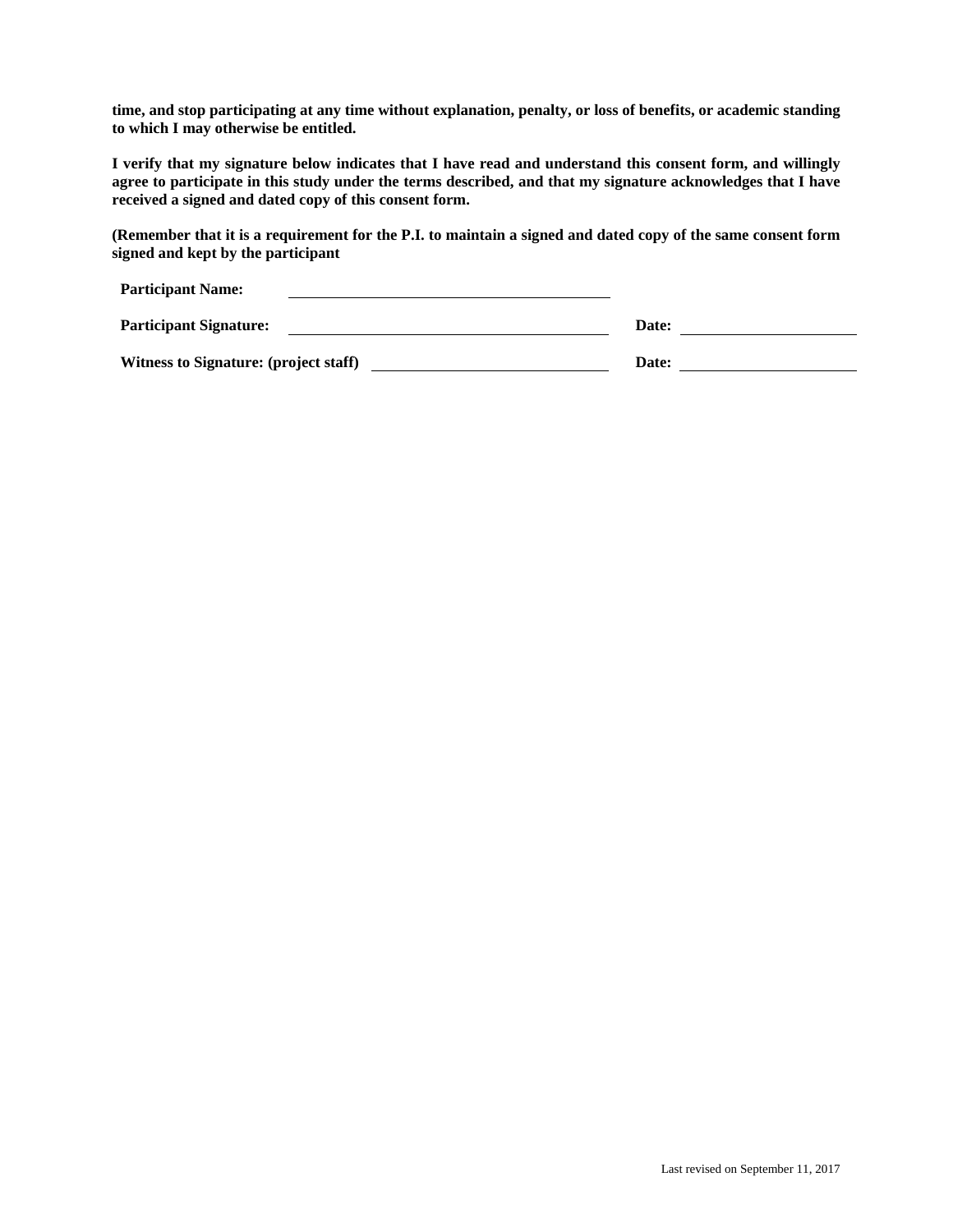**time, and stop participating at any time without explanation, penalty, or loss of benefits, or academic standing to which I may otherwise be entitled.**

**I verify that my signature below indicates that I have read and understand this consent form, and willingly agree to participate in this study under the terms described, and that my signature acknowledges that I have received a signed and dated copy of this consent form.**

**(Remember that it is a requirement for the P.I. to maintain a signed and dated copy of the same consent form signed and kept by the participant**

**Participant Name:** \_\_\_\_\_\_\_\_\_\_\_\_\_\_\_\_\_\_\_\_\_\_\_\_\_\_\_\_\_\_\_\_\_\_\_\_

**Participant Signature:** \_\_\_\_\_\_\_\_\_\_\_\_\_\_\_\_\_\_\_\_\_\_\_\_\_\_\_\_\_\_\_\_\_\_\_\_ **Date:** \_\_\_\_\_\_\_\_\_\_\_\_\_\_\_\_\_\_\_\_

**Witness to Signature: (project staff)** \_\_\_\_\_\_\_\_\_\_\_\_\_\_\_\_\_\_\_\_\_\_\_\_\_\_ **Date:** \_\_\_\_\_\_\_\_\_\_\_\_\_\_\_\_\_\_\_\_

Last revised on September 11, 2017